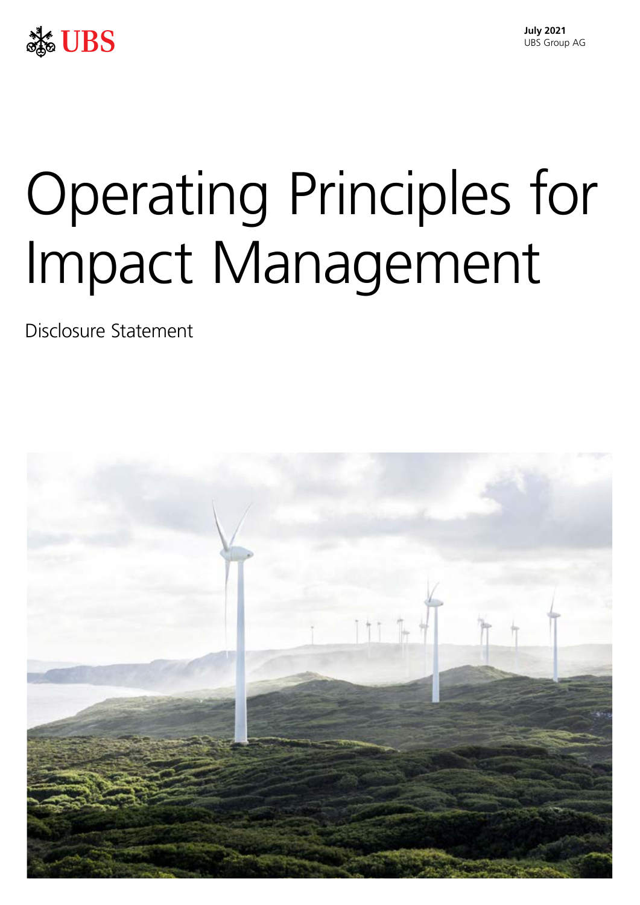UBS

**July 2021**
UBS Group AG

# Operating Principles for Impact Management

Disclosure Statement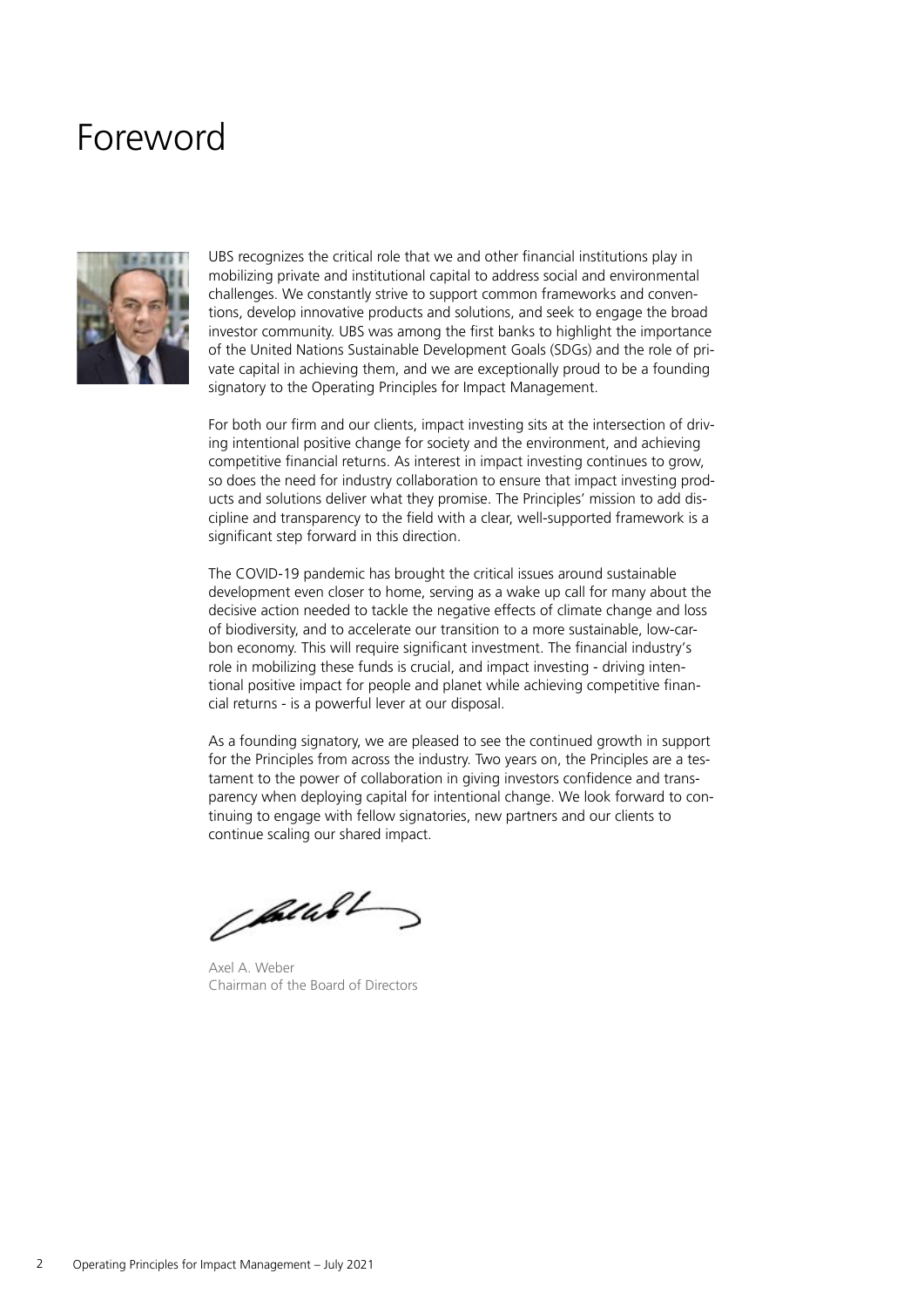# Foreword

UBS recognizes the critical role that we and other financial institutions play in mobilizing private and institutional capital to address social and environmental challenges. We constantly strive to support common frameworks and conventions, develop innovative products and solutions, and seek to engage the broad investor community. UBS was among the first banks to highlight the importance of the United Nations Sustainable Development Goals (SDGs) and the role of private capital in achieving them, and we are exceptionally proud to be a founding signatory to the Operating Principles for Impact Management.

For both our firm and our clients, impact investing sits at the intersection of driving intentional positive change for society and the environment, and achieving competitive financial returns. As interest in impact investing continues to grow, so does the need for industry collaboration to ensure that impact investing products and solutions deliver what they promise. The Principles' mission to add discipline and transparency to the field with a clear, well-supported framework is a significant step forward in this direction.

The COVID-19 pandemic has brought the critical issues around sustainable development even closer to home, serving as a wake up call for many about the decisive action needed to tackle the negative effects of climate change and loss of biodiversity, and to accelerate our transition to a more sustainable, low-carbon economy. This will require significant investment. The financial industry's role in mobilizing these funds is crucial, and impact investing - driving intentional positive impact for people and planet while achieving competitive financial returns - is a powerful lever at our disposal.

As a founding signatory, we are pleased to see the continued growth in support for the Principles from across the industry. Two years on, the Principles are a testament to the power of collaboration in giving investors confidence and transparency when deploying capital for intentional change. We look forward to continuing to engage with fellow signatories, new partners and our clients to continue scaling our shared impact.

Axel A. Weber
Chairman of the Board of Directors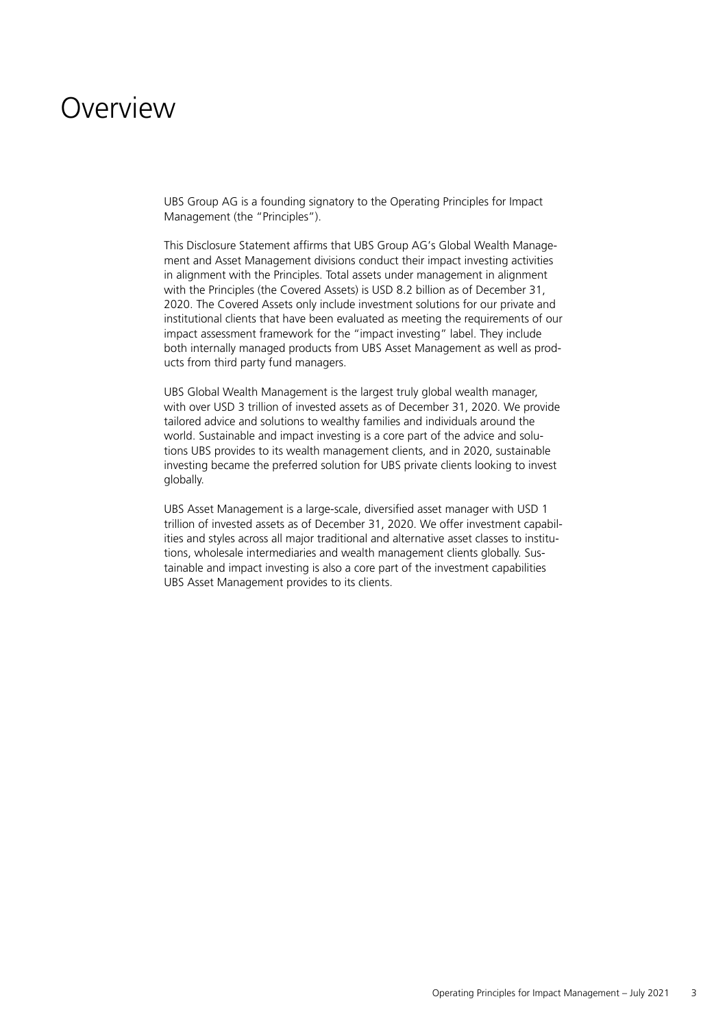# Overview

UBS Group AG is a founding signatory to the Operating Principles for Impact Management (the "Principles").

This Disclosure Statement affirms that UBS Group AG's Global Wealth Management and Asset Management divisions conduct their impact investing activities in alignment with the Principles. Total assets under management in alignment with the Principles (the Covered Assets) is USD 8.2 billion as of December 31, 2020. The Covered Assets only include investment solutions for our private and institutional clients that have been evaluated as meeting the requirements of our impact assessment framework for the "impact investing" label. They include both internally managed products from UBS Asset Management as well as products from third party fund managers.

UBS Global Wealth Management is the largest truly global wealth manager, with over USD 3 trillion of invested assets as of December 31, 2020. We provide tailored advice and solutions to wealthy families and individuals around the world. Sustainable and impact investing is a core part of the advice and solutions UBS provides to its wealth management clients, and in 2020, sustainable investing became the preferred solution for UBS private clients looking to invest globally.

UBS Asset Management is a large-scale, diversified asset manager with USD 1 trillion of invested assets as of December 31, 2020. We offer investment capabilities and styles across all major traditional and alternative asset classes to institutions, wholesale intermediaries and wealth management clients globally. Sustainable and impact investing is also a core part of the investment capabilities UBS Asset Management provides to its clients.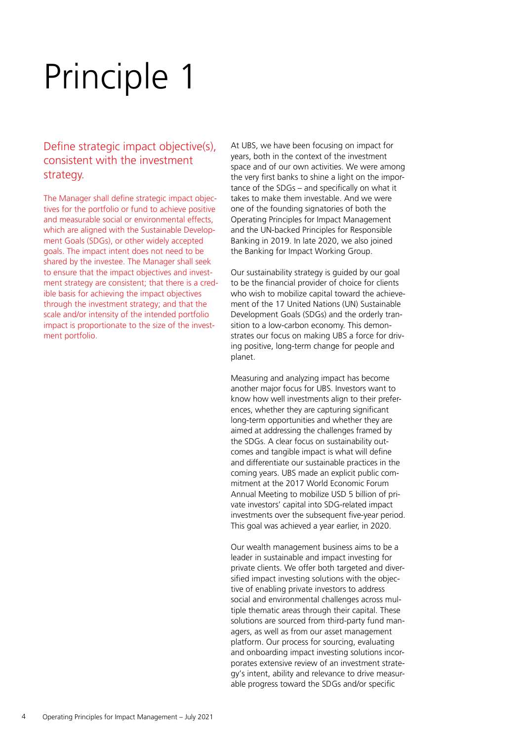# Principle 1

## Define strategic impact objective(s), consistent with the investment strategy.

The Manager shall define strategic impact objectives for the portfolio or fund to achieve positive and measurable social or environmental effects, which are aligned with the Sustainable Development Goals (SDGs), or other widely accepted goals. The impact intent does not need to be shared by the investee. The Manager shall seek to ensure that the impact objectives and investment strategy are consistent; that there is a credible basis for achieving the impact objectives through the investment strategy; and that the scale and/or intensity of the intended portfolio impact is proportionate to the size of the investment portfolio.

At UBS, we have been focusing on impact for years, both in the context of the investment space and of our own activities. We were among the very first banks to shine a light on the importance of the SDGs – and specifically on what it takes to make them investable. And we were one of the founding signatories of both the Operating Principles for Impact Management and the UN-backed Principles for Responsible Banking in 2019. In late 2020, we also joined the Banking for Impact Working Group.

Our sustainability strategy is guided by our goal to be the financial provider of choice for clients who wish to mobilize capital toward the achievement of the 17 United Nations (UN) Sustainable Development Goals (SDGs) and the orderly transition to a low-carbon economy. This demonstrates our focus on making UBS a force for driving positive, long-term change for people and planet.

Measuring and analyzing impact has become another major focus for UBS. Investors want to know how well investments align to their preferences, whether they are capturing significant long-term opportunities and whether they are aimed at addressing the challenges framed by the SDGs. A clear focus on sustainability outcomes and tangible impact is what will define and differentiate our sustainable practices in the coming years. UBS made an explicit public commitment at the 2017 World Economic Forum Annual Meeting to mobilize USD 5 billion of private investors' capital into SDG-related impact investments over the subsequent five-year period. This goal was achieved a year earlier, in 2020.

Our wealth management business aims to be a leader in sustainable and impact investing for private clients. We offer both targeted and diversified impact investing solutions with the objective of enabling private investors to address social and environmental challenges across multiple thematic areas through their capital. These solutions are sourced from third-party fund managers, as well as from our asset management platform. Our process for sourcing, evaluating and onboarding impact investing solutions incorporates extensive review of an investment strategy's intent, ability and relevance to drive measurable progress toward the SDGs and/or specific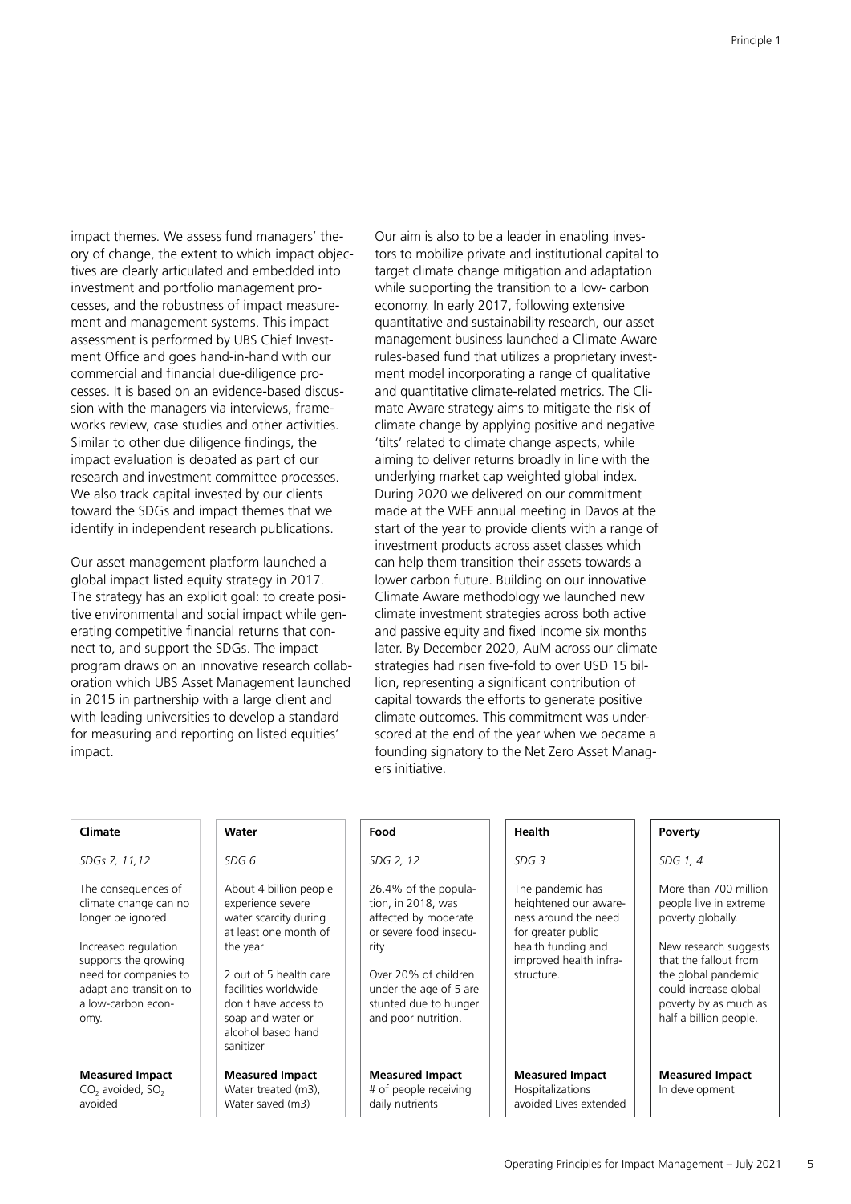impact themes. We assess fund managers' theory of change, the extent to which impact objectives are clearly articulated and embedded into investment and portfolio management processes, and the robustness of impact measurement and management systems. This impact assessment is performed by UBS Chief Investment Office and goes hand-in-hand with our commercial and financial due-diligence processes. It is based on an evidence-based discussion with the managers via interviews, frameworks review, case studies and other activities. Similar to other due diligence findings, the impact evaluation is debated as part of our research and investment committee processes. We also track capital invested by our clients toward the SDGs and impact themes that we identify in independent research publications.

Our asset management platform launched a global impact listed equity strategy in 2017. The strategy has an explicit goal: to create positive environmental and social impact while generating competitive financial returns that connect to, and support the SDGs. The impact program draws on an innovative research collaboration which UBS Asset Management launched in 2015 in partnership with a large client and with leading universities to develop a standard for measuring and reporting on listed equities' impact.

Our aim is also to be a leader in enabling investors to mobilize private and institutional capital to target climate change mitigation and adaptation while supporting the transition to a low- carbon economy. In early 2017, following extensive quantitative and sustainability research, our asset management business launched a Climate Aware rules-based fund that utilizes a proprietary investment model incorporating a range of qualitative and quantitative climate-related metrics. The Climate Aware strategy aims to mitigate the risk of climate change by applying positive and negative 'tilts' related to climate change aspects, while aiming to deliver returns broadly in line with the underlying market cap weighted global index. During 2020 we delivered on our commitment made at the WEF annual meeting in Davos at the start of the year to provide clients with a range of investment products across asset classes which can help them transition their assets towards a lower carbon future. Building on our innovative Climate Aware methodology we launched new climate investment strategies across both active and passive equity and fixed income six months later. By December 2020, AuM across our climate strategies had risen five-fold to over USD 15 billion, representing a significant contribution of capital towards the efforts to generate positive climate outcomes. This commitment was underscored at the end of the year when we became a founding signatory to the Net Zero Asset Managers initiative.

| **Climate** | **Water** | **Food** | **Health** | **Poverty** |
|---|---|---|---|---|
| *SDGs 7, 11,12* | *SDG 6* | *SDG 2, 12* | *SDG 3* | *SDG 1, 4* |
| The consequences of climate change can no longer be ignored.<br><br>Increased regulation supports the growing need for companies to adapt and transition to a low-carbon economy. | About 4 billion people experience severe water scarcity during at least one month of the year<br><br>2 out of 5 health care facilities worldwide don't have access to soap and water or alcohol based hand sanitizer | 26.4% of the population, in 2018, was affected by moderate or severe food insecurity<br><br>Over 20% of children under the age of 5 are stunted due to hunger and poor nutrition. | The pandemic has heightened our awareness around the need for greater public health funding and improved health infrastructure. | More than 700 million people live in extreme poverty globally.<br><br>New research suggests that the fallout from the global pandemic could increase global poverty by as much as half a billion people. |
| **Measured Impact**<br>$CO_2$ avoided, $SO_2$ avoided | **Measured Impact**<br>Water treated (m3), Water saved (m3) | **Measured Impact**<br># of people receiving daily nutrients | **Measured Impact**<br>Hospitalizations avoided Lives extended | **Measured Impact**<br>In development |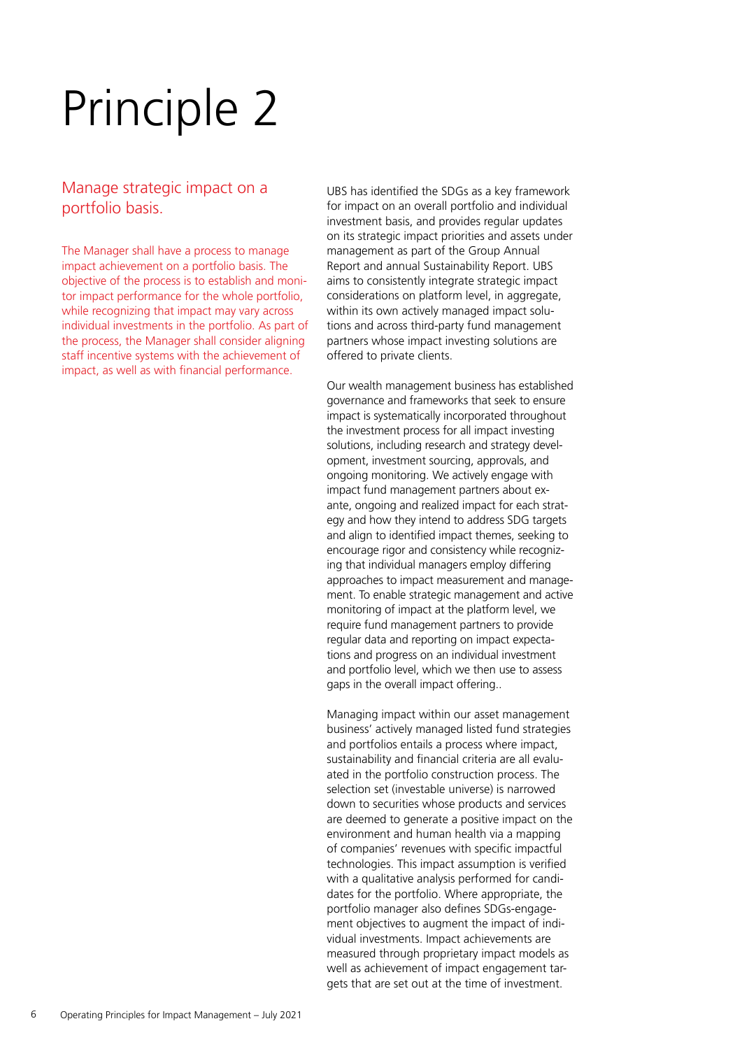# Principle 2

## Manage strategic impact on a portfolio basis.

The Manager shall have a process to manage impact achievement on a portfolio basis. The objective of the process is to establish and monitor impact performance for the whole portfolio, while recognizing that impact may vary across individual investments in the portfolio. As part of the process, the Manager shall consider aligning staff incentive systems with the achievement of impact, as well as with financial performance.

UBS has identified the SDGs as a key framework for impact on an overall portfolio and individual investment basis, and provides regular updates on its strategic impact priorities and assets under management as part of the Group Annual Report and annual Sustainability Report. UBS aims to consistently integrate strategic impact considerations on platform level, in aggregate, within its own actively managed impact solutions and across third-party fund management partners whose impact investing solutions are offered to private clients.

Our wealth management business has established governance and frameworks that seek to ensure impact is systematically incorporated throughout the investment process for all impact investing solutions, including research and strategy development, investment sourcing, approvals, and ongoing monitoring. We actively engage with impact fund management partners about ex-ante, ongoing and realized impact for each strategy and how they intend to address SDG targets and align to identified impact themes, seeking to encourage rigor and consistency while recognizing that individual managers employ differing approaches to impact measurement and management. To enable strategic management and active monitoring of impact at the platform level, we require fund management partners to provide regular data and reporting on impact expectations and progress on an individual investment and portfolio level, which we then use to assess gaps in the overall impact offering..

Managing impact within our asset management business' actively managed listed fund strategies and portfolios entails a process where impact, sustainability and financial criteria are all evaluated in the portfolio construction process. The selection set (investable universe) is narrowed down to securities whose products and services are deemed to generate a positive impact on the environment and human health via a mapping of companies' revenues with specific impactful technologies. This impact assumption is verified with a qualitative analysis performed for candidates for the portfolio. Where appropriate, the portfolio manager also defines SDGs-engagement objectives to augment the impact of individual investments. Impact achievements are measured through proprietary impact models as well as achievement of impact engagement targets that are set out at the time of investment.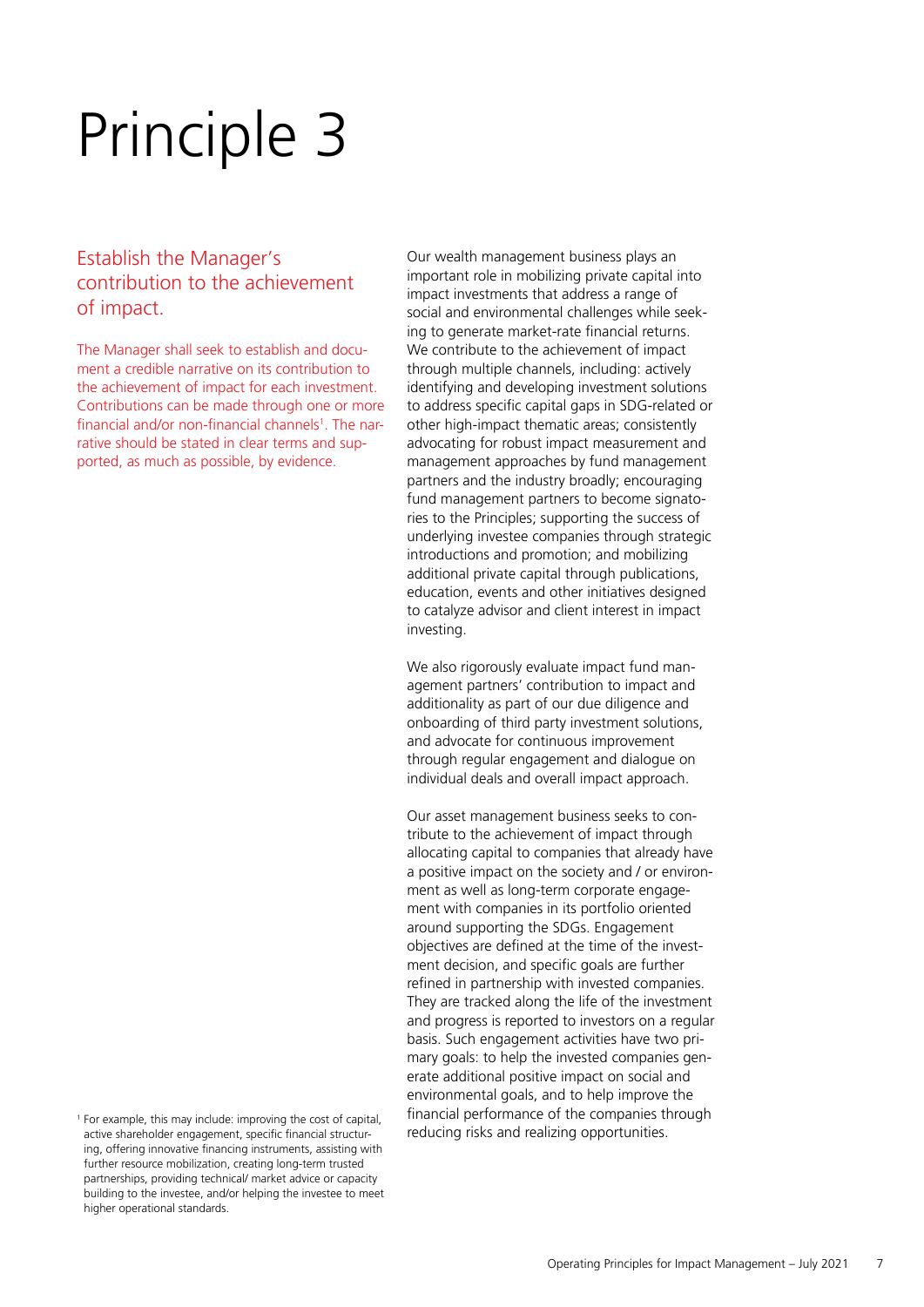# Principle 3

## Establish the Manager's contribution to the achievement of impact.

The Manager shall seek to establish and document a credible narrative on its contribution to the achievement of impact for each investment. Contributions can be made through one or more financial and/or non-financial channels[1]. The narrative should be stated in clear terms and supported, as much as possible, by evidence.

Our wealth management business plays an important role in mobilizing private capital into impact investments that address a range of social and environmental challenges while seeking to generate market-rate financial returns. We contribute to the achievement of impact through multiple channels, including: actively identifying and developing investment solutions to address specific capital gaps in SDG-related or other high-impact thematic areas; consistently advocating for robust impact measurement and management approaches by fund management partners and the industry broadly; encouraging fund management partners to become signatories to the Principles; supporting the success of underlying investee companies through strategic introductions and promotion; and mobilizing additional private capital through publications, education, events and other initiatives designed to catalyze advisor and client interest in impact investing.

We also rigorously evaluate impact fund management partners' contribution to impact and additionality as part of our due diligence and onboarding of third party investment solutions, and advocate for continuous improvement through regular engagement and dialogue on individual deals and overall impact approach.

Our asset management business seeks to contribute to the achievement of impact through allocating capital to companies that already have a positive impact on the society and / or environment as well as long-term corporate engagement with companies in its portfolio oriented around supporting the SDGs. Engagement objectives are defined at the time of the investment decision, and specific goals are further refined in partnership with invested companies. They are tracked along the life of the investment and progress is reported to investors on a regular basis. Such engagement activities have two primary goals: to help the invested companies generate additional positive impact on social and environmental goals, and to help improve the financial performance of the companies through reducing risks and realizing opportunities.

[1] For example, this may include: improving the cost of capital, active shareholder engagement, specific financial structuring, offering innovative financing instruments, assisting with further resource mobilization, creating long-term trusted partnerships, providing technical/ market advice or capacity building to the investee, and/or helping the investee to meet higher operational standards.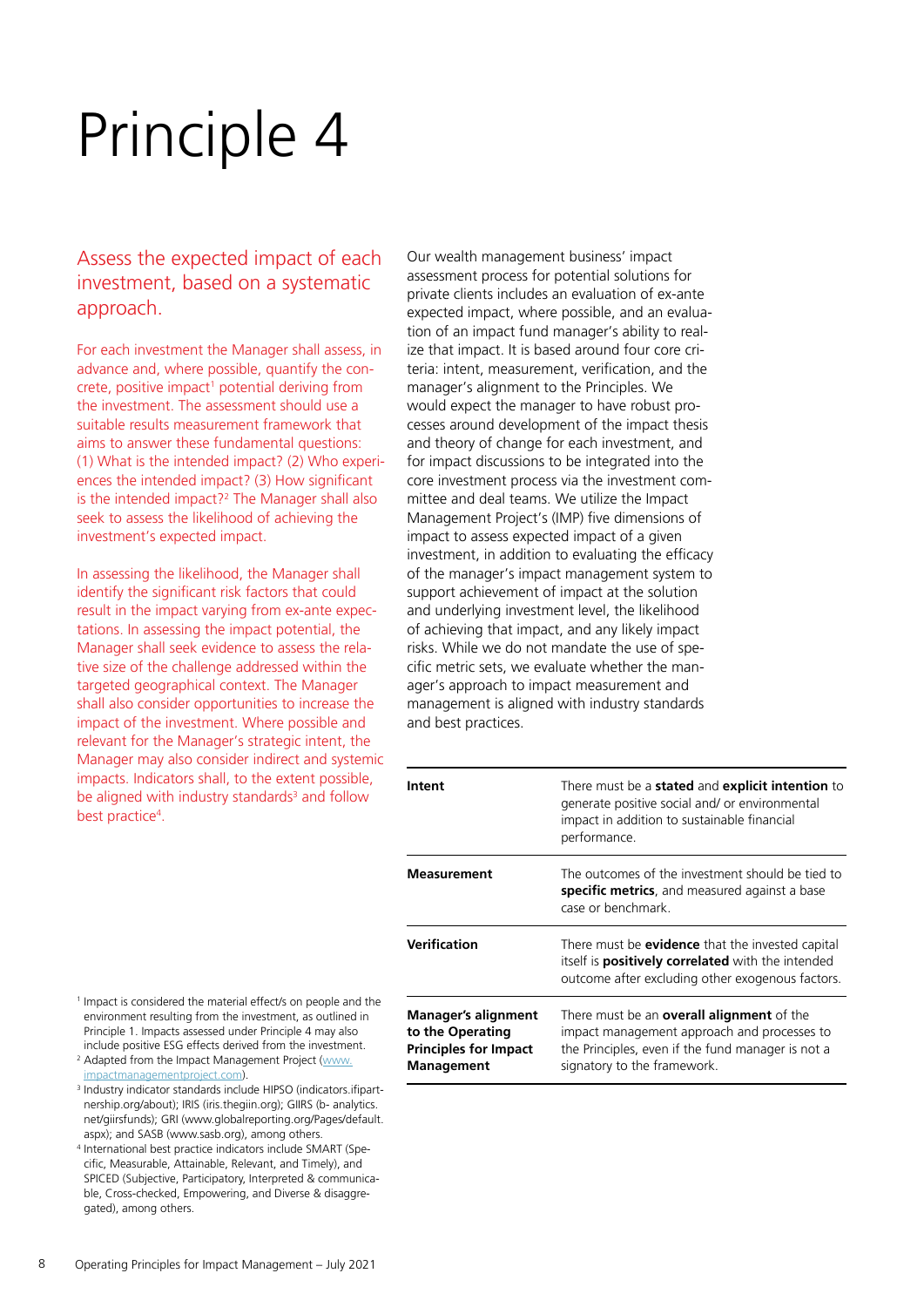# Principle 4

## Assess the expected impact of each investment, based on a systematic approach.

For each investment the Manager shall assess, in advance and, where possible, quantify the concrete, positive impact[1] potential deriving from the investment. The assessment should use a suitable results measurement framework that aims to answer these fundamental questions: (1) What is the intended impact? (2) Who experiences the intended impact? (3) How significant is the intended impact?[2] The Manager shall also seek to assess the likelihood of achieving the investment's expected impact.

In assessing the likelihood, the Manager shall identify the significant risk factors that could result in the impact varying from ex-ante expectations. In assessing the impact potential, the Manager shall seek evidence to assess the relative size of the challenge addressed within the targeted geographical context. The Manager shall also consider opportunities to increase the impact of the investment. Where possible and relevant for the Manager's strategic intent, the Manager may also consider indirect and systemic impacts. Indicators shall, to the extent possible, be aligned with industry standards[3] and follow best practice[4].

Our wealth management business' impact assessment process for potential solutions for private clients includes an evaluation of ex-ante expected impact, where possible, and an evaluation of an impact fund manager's ability to realize that impact. It is based around four core criteria: intent, measurement, verification, and the manager's alignment to the Principles. We would expect the manager to have robust processes around development of the impact thesis and theory of change for each investment, and for impact discussions to be integrated into the core investment process via the investment committee and deal teams. We utilize the Impact Management Project's (IMP) five dimensions of impact to assess expected impact of a given investment, in addition to evaluating the efficacy of the manager's impact management system to support achievement of impact at the solution and underlying investment level, the likelihood of achieving that impact, and any likely impact risks. While we do not mandate the use of specific metric sets, we evaluate whether the manager's approach to impact measurement and management is aligned with industry standards and best practices.

| | |
|---|---|
| **Intent** | There must be a **stated** and **explicit intention** to generate positive social and/ or environmental impact in addition to sustainable financial performance. |
| **Measurement** | The outcomes of the investment should be tied to **specific metrics**, and measured against a base case or benchmark. |
| **Verification** | There must be **evidence** that the invested capital itself is **positively correlated** with the intended outcome after excluding other exogenous factors. |
| **Manager's alignment to the Operating Principles for Impact Management** | There must be an **overall alignment** of the impact management approach and processes to the Principles, even if the fund manager is not a signatory to the framework. |

[1] Impact is considered the material effect/s on people and the environment resulting from the investment, as outlined in Principle 1. Impacts assessed under Principle 4 may also include positive ESG effects derived from the investment.

[2] Adapted from the Impact Management Project (www.impactmanagementproject.com).

[3] Industry indicator standards include HIPSO (indicators.ifipartnership.org/about); IRIS (iris.thegiin.org); GIIRS (b- analytics.net/giirsfunds); GRI (www.globalreporting.org/Pages/default.aspx); and SASB (www.sasb.org), among others.

[4] International best practice indicators include SMART (Specific, Measurable, Attainable, Relevant, and Timely), and SPICED (Subjective, Participatory, Interpreted & communicable, Cross-checked, Empowering, and Diverse & disaggregated), among others.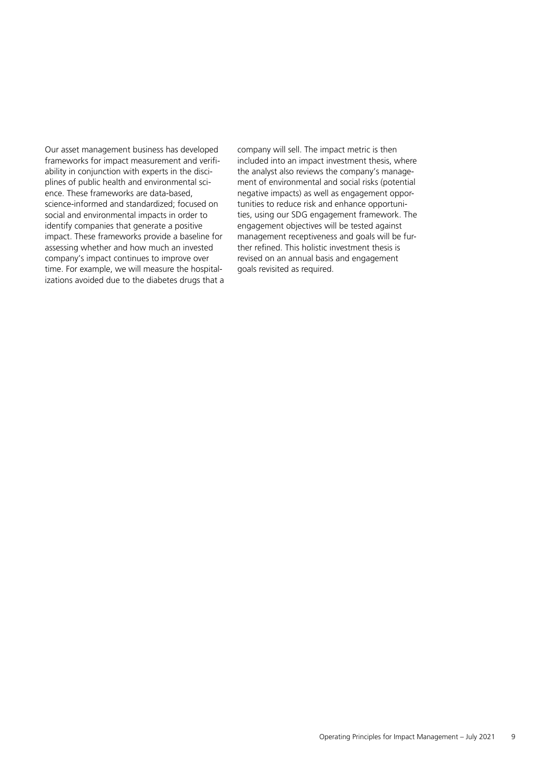Our asset management business has developed frameworks for impact measurement and verifiability in conjunction with experts in the disciplines of public health and environmental science. These frameworks are data-based, science-informed and standardized; focused on social and environmental impacts in order to identify companies that generate a positive impact. These frameworks provide a baseline for assessing whether and how much an invested company's impact continues to improve over time. For example, we will measure the hospitalizations avoided due to the diabetes drugs that a company will sell. The impact metric is then included into an impact investment thesis, where the analyst also reviews the company's management of environmental and social risks (potential negative impacts) as well as engagement opportunities to reduce risk and enhance opportunities, using our SDG engagement framework. The engagement objectives will be tested against management receptiveness and goals will be further refined. This holistic investment thesis is revised on an annual basis and engagement goals revisited as required.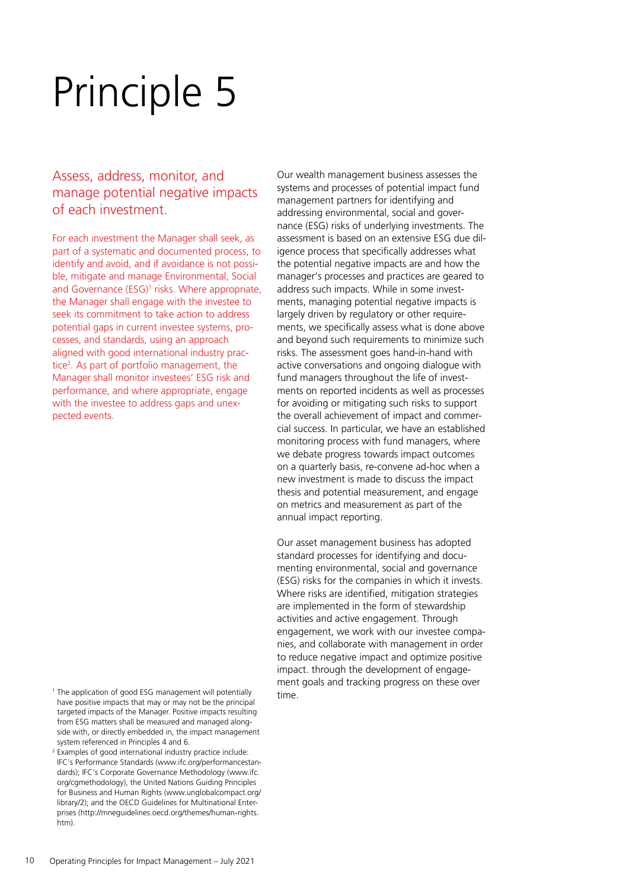# Principle 5

## Assess, address, monitor, and manage potential negative impacts of each investment.

For each investment the Manager shall seek, as part of a systematic and documented process, to identify and avoid, and if avoidance is not possible, mitigate and manage Environmental, Social and Governance (ESG)[1] risks. Where appropriate, the Manager shall engage with the investee to seek its commitment to take action to address potential gaps in current investee systems, processes, and standards, using an approach aligned with good international industry practice[2]. As part of portfolio management, the Manager shall monitor investees' ESG risk and performance, and where appropriate, engage with the investee to address gaps and unexpected events.

Our wealth management business assesses the systems and processes of potential impact fund management partners for identifying and addressing environmental, social and governance (ESG) risks of underlying investments. The assessment is based on an extensive ESG due diligence process that specifically addresses what the potential negative impacts are and how the manager's processes and practices are geared to address such impacts. While in some investments, managing potential negative impacts is largely driven by regulatory or other requirements, we specifically assess what is done above and beyond such requirements to minimize such risks. The assessment goes hand-in-hand with active conversations and ongoing dialogue with fund managers throughout the life of investments on reported incidents as well as processes for avoiding or mitigating such risks to support the overall achievement of impact and commercial success. In particular, we have an established monitoring process with fund managers, where we debate progress towards impact outcomes on a quarterly basis, re-convene ad-hoc when a new investment is made to discuss the impact thesis and potential measurement, and engage on metrics and measurement as part of the annual impact reporting.

Our asset management business has adopted standard processes for identifying and documenting environmental, social and governance (ESG) risks for the companies in which it invests. Where risks are identified, mitigation strategies are implemented in the form of stewardship activities and active engagement. Through engagement, we work with our investee companies, and collaborate with management in order to reduce negative impact and optimize positive impact. through the development of engagement goals and tracking progress on these over time.

[1] The application of good ESG management will potentially have positive impacts that may or may not be the principal targeted impacts of the Manager. Positive impacts resulting from ESG matters shall be measured and managed alongside with, or directly embedded in, the impact management system referenced in Principles 4 and 6.

[2] Examples of good international industry practice include: IFC's Performance Standards (www.ifc.org/performancestandards); IFC's Corporate Governance Methodology (www.ifc.org/cgmethodology), the United Nations Guiding Principles for Business and Human Rights (www.unglobalcompact.org/library/2); and the OECD Guidelines for Multinational Enterprises (http://mneguidelines.oecd.org/themes/human-rights.htm).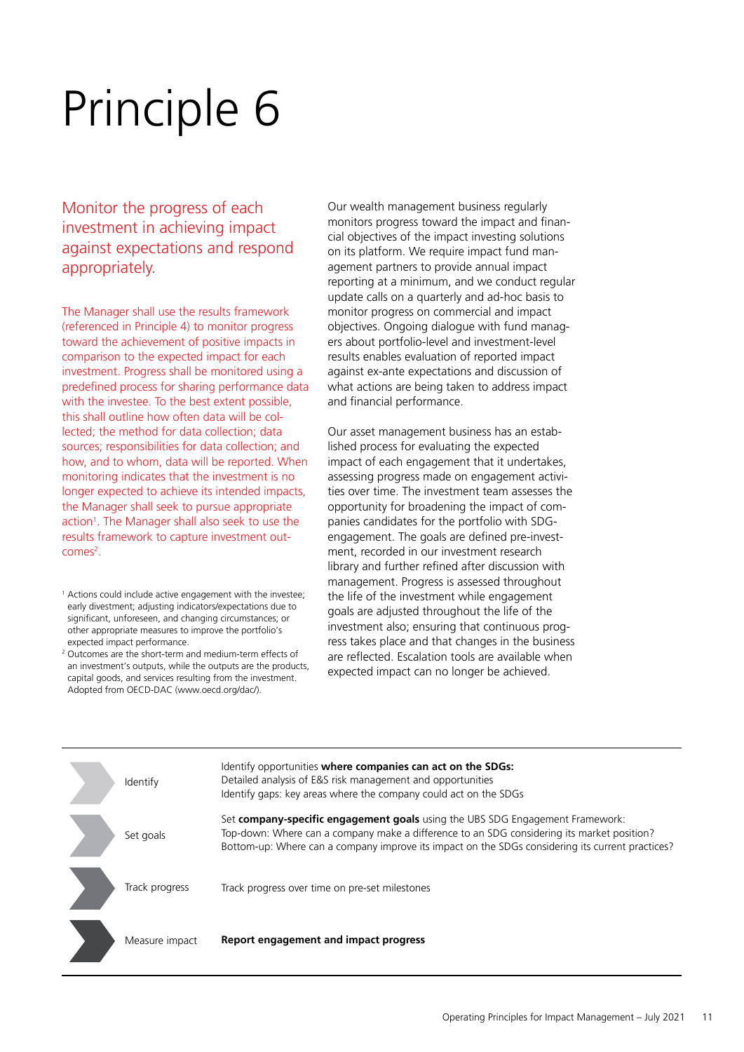# Principle 6

## Monitor the progress of each investment in achieving impact against expectations and respond appropriately.

The Manager shall use the results framework (referenced in Principle 4) to monitor progress toward the achievement of positive impacts in comparison to the expected impact for each investment. Progress shall be monitored using a predefined process for sharing performance data with the investee. To the best extent possible, this shall outline how often data will be collected; the method for data collection; data sources; responsibilities for data collection; and how, and to whom, data will be reported. When monitoring indicates that the investment is no longer expected to achieve its intended impacts, the Manager shall seek to pursue appropriate action[1]. The Manager shall also seek to use the results framework to capture investment outcomes[2].

[1] Actions could include active engagement with the investee; early divestment; adjusting indicators/expectations due to significant, unforeseen, and changing circumstances; or other appropriate measures to improve the portfolio's expected impact performance.

[2] Outcomes are the short-term and medium-term effects of an investment's outputs, while the outputs are the products, capital goods, and services resulting from the investment. Adopted from OECD-DAC (www.oecd.org/dac/).

Our wealth management business regularly monitors progress toward the impact and financial objectives of the impact investing solutions on its platform. We require impact fund management partners to provide annual impact reporting at a minimum, and we conduct regular update calls on a quarterly and ad-hoc basis to monitor progress on commercial and impact objectives. Ongoing dialogue with fund managers about portfolio-level and investment-level results enables evaluation of reported impact against ex-ante expectations and discussion of what actions are being taken to address impact and financial performance.

Our asset management business has an established process for evaluating the expected impact of each engagement that it undertakes, assessing progress made on engagement activities over time. The investment team assesses the opportunity for broadening the impact of companies candidates for the portfolio with SDG-engagement. The goals are defined pre-investment, recorded in our investment research library and further refined after discussion with management. Progress is assessed throughout the life of the investment while engagement goals are adjusted throughout the life of the investment also; ensuring that continuous progress takes place and that changes in the business are reflected. Escalation tools are available when expected impact can no longer be achieved.

| | |
|---|---|
| Identify | Identify opportunities **where companies can act on the SDGs:**<br>Detailed analysis of E&S risk management and opportunities<br>Identify gaps: key areas where the company could act on the SDGs |
| Set goals | Set **company-specific engagement goals** using the UBS SDG Engagement Framework:<br>Top-down: Where can a company make a difference to an SDG considering its market position?<br>Bottom-up: Where can a company improve its impact on the SDGs considering its current practices? |
| Track progress | Track progress over time on pre-set milestones |
| Measure impact | **Report engagement and impact progress** |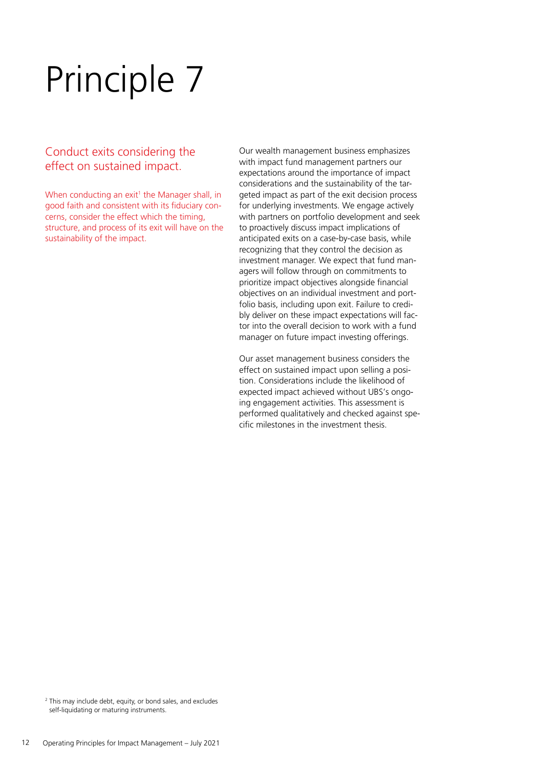# Principle 7

## Conduct exits considering the effect on sustained impact.

When conducting an exit[1] the Manager shall, in good faith and consistent with its fiduciary concerns, consider the effect which the timing, structure, and process of its exit will have on the sustainability of the impact.

Our wealth management business emphasizes with impact fund management partners our expectations around the importance of impact considerations and the sustainability of the targeted impact as part of the exit decision process for underlying investments. We engage actively with partners on portfolio development and seek to proactively discuss impact implications of anticipated exits on a case-by-case basis, while recognizing that they control the decision as investment manager. We expect that fund managers will follow through on commitments to prioritize impact objectives alongside financial objectives on an individual investment and portfolio basis, including upon exit. Failure to credibly deliver on these impact expectations will factor into the overall decision to work with a fund manager on future impact investing offerings.

Our asset management business considers the effect on sustained impact upon selling a position. Considerations include the likelihood of expected impact achieved without UBS's ongoing engagement activities. This assessment is performed qualitatively and checked against specific milestones in the investment thesis.

[2] This may include debt, equity, or bond sales, and excludes self-liquidating or maturing instruments.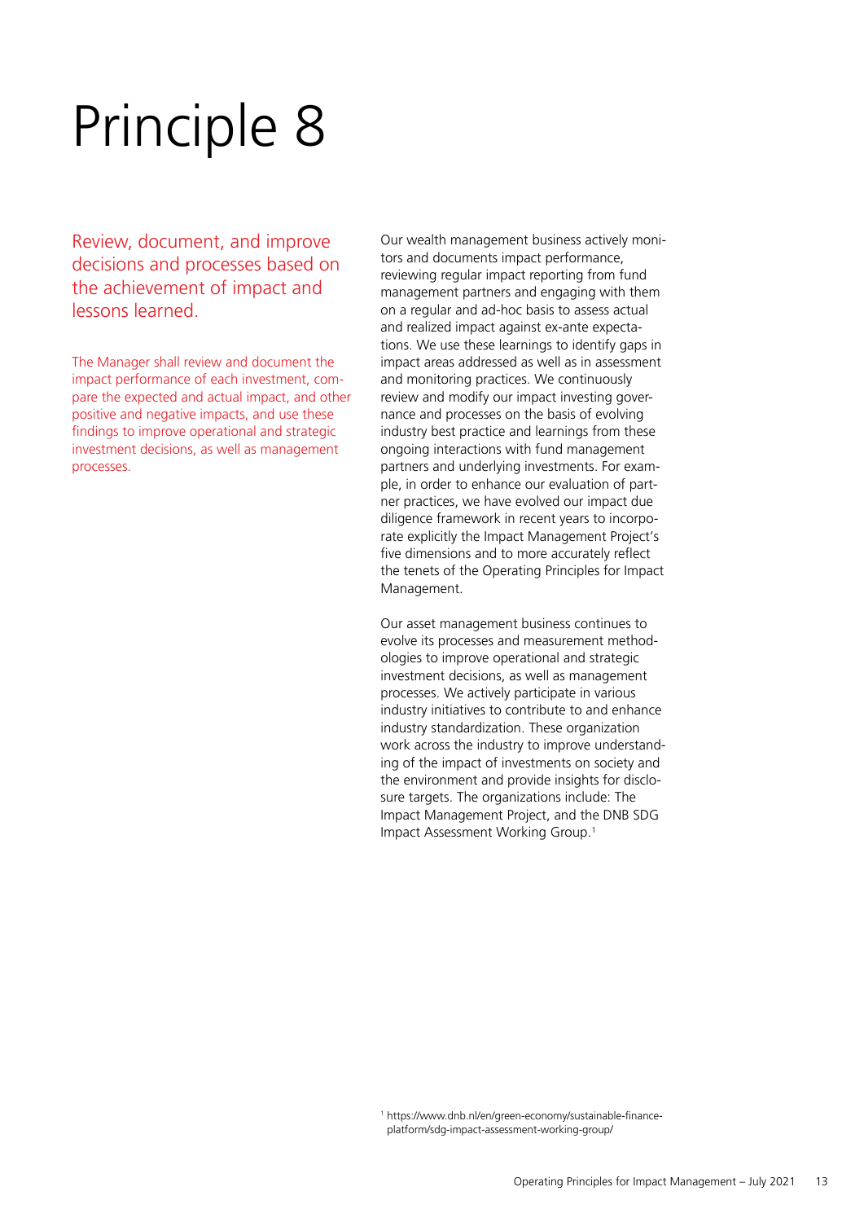# Principle 8

## Review, document, and improve decisions and processes based on the achievement of impact and lessons learned.

The Manager shall review and document the impact performance of each investment, compare the expected and actual impact, and other positive and negative impacts, and use these findings to improve operational and strategic investment decisions, as well as management processes.

Our wealth management business actively monitors and documents impact performance, reviewing regular impact reporting from fund management partners and engaging with them on a regular and ad-hoc basis to assess actual and realized impact against ex-ante expectations. We use these learnings to identify gaps in impact areas addressed as well as in assessment and monitoring practices. We continuously review and modify our impact investing governance and processes on the basis of evolving industry best practice and learnings from these ongoing interactions with fund management partners and underlying investments. For example, in order to enhance our evaluation of partner practices, we have evolved our impact due diligence framework in recent years to incorporate explicitly the Impact Management Project's five dimensions and to more accurately reflect the tenets of the Operating Principles for Impact Management.

Our asset management business continues to evolve its processes and measurement methodologies to improve operational and strategic investment decisions, as well as management processes. We actively participate in various industry initiatives to contribute to and enhance industry standardization. These organization work across the industry to improve understanding of the impact of investments on society and the environment and provide insights for disclosure targets. The organizations include: The Impact Management Project, and the DNB SDG Impact Assessment Working Group.[1]

[1] https://www.dnb.nl/en/green-economy/sustainable-finance-platform/sdg-impact-assessment-working-group/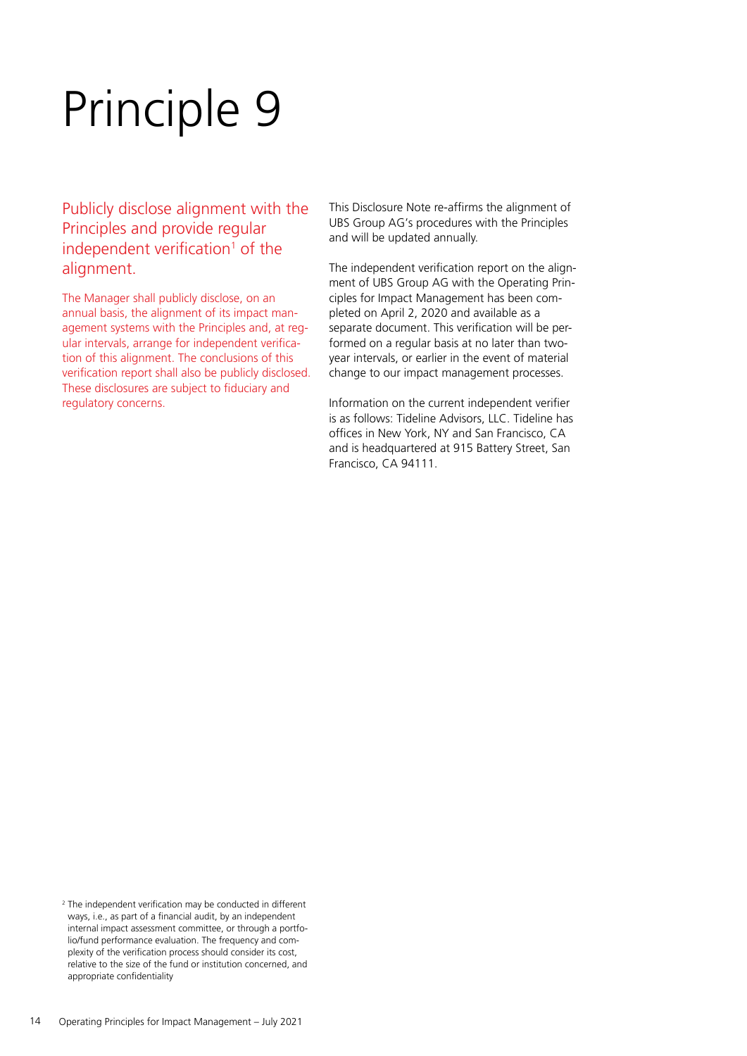# Principle 9

## Publicly disclose alignment with the Principles and provide regular independent verification[1] of the alignment.

The Manager shall publicly disclose, on an annual basis, the alignment of its impact management systems with the Principles and, at regular intervals, arrange for independent verification of this alignment. The conclusions of this verification report shall also be publicly disclosed. These disclosures are subject to fiduciary and regulatory concerns.

This Disclosure Note re-affirms the alignment of UBS Group AG's procedures with the Principles and will be updated annually.

The independent verification report on the alignment of UBS Group AG with the Operating Principles for Impact Management has been completed on April 2, 2020 and available as a separate document. This verification will be performed on a regular basis at no later than two-year intervals, or earlier in the event of material change to our impact management processes.

Information on the current independent verifier is as follows: Tideline Advisors, LLC. Tideline has offices in New York, NY and San Francisco, CA and is headquartered at 915 Battery Street, San Francisco, CA 94111.

[2] The independent verification may be conducted in different ways, i.e., as part of a financial audit, by an independent internal impact assessment committee, or through a portfolio/fund performance evaluation. The frequency and complexity of the verification process should consider its cost, relative to the size of the fund or institution concerned, and appropriate confidentiality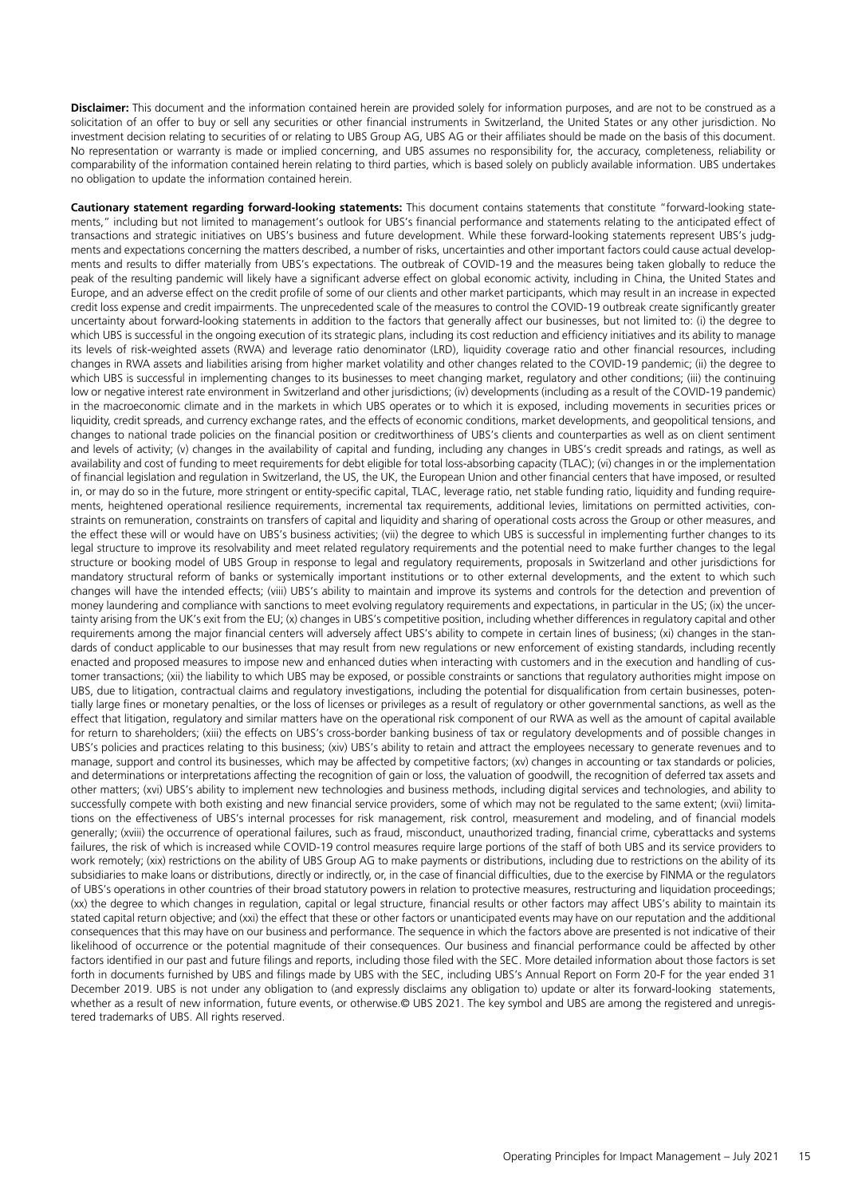**Disclaimer:** This document and the information contained herein are provided solely for information purposes, and are not to be construed as a solicitation of an offer to buy or sell any securities or other financial instruments in Switzerland, the United States or any other jurisdiction. No investment decision relating to securities of or relating to UBS Group AG, UBS AG or their affiliates should be made on the basis of this document. No representation or warranty is made or implied concerning, and UBS assumes no responsibility for, the accuracy, completeness, reliability or comparability of the information contained herein relating to third parties, which is based solely on publicly available information. UBS undertakes no obligation to update the information contained herein.

**Cautionary statement regarding forward-looking statements:** This document contains statements that constitute "forward-looking statements," including but not limited to management's outlook for UBS's financial performance and statements relating to the anticipated effect of transactions and strategic initiatives on UBS's business and future development. While these forward-looking statements represent UBS's judgments and expectations concerning the matters described, a number of risks, uncertainties and other important factors could cause actual developments and results to differ materially from UBS's expectations. The outbreak of COVID-19 and the measures being taken globally to reduce the peak of the resulting pandemic will likely have a significant adverse effect on global economic activity, including in China, the United States and Europe, and an adverse effect on the credit profile of some of our clients and other market participants, which may result in an increase in expected credit loss expense and credit impairments. The unprecedented scale of the measures to control the COVID-19 outbreak create significantly greater uncertainty about forward-looking statements in addition to the factors that generally affect our businesses, but not limited to: (i) the degree to which UBS is successful in the ongoing execution of its strategic plans, including its cost reduction and efficiency initiatives and its ability to manage its levels of risk-weighted assets (RWA) and leverage ratio denominator (LRD), liquidity coverage ratio and other financial resources, including changes in RWA assets and liabilities arising from higher market volatility and other changes related to the COVID-19 pandemic; (ii) the degree to which UBS is successful in implementing changes to its businesses to meet changing market, regulatory and other conditions; (iii) the continuing low or negative interest rate environment in Switzerland and other jurisdictions; (iv) developments (including as a result of the COVID-19 pandemic) in the macroeconomic climate and in the markets in which UBS operates or to which it is exposed, including movements in securities prices or liquidity, credit spreads, and currency exchange rates, and the effects of economic conditions, market developments, and geopolitical tensions, and changes to national trade policies on the financial position or creditworthiness of UBS's clients and counterparties as well as on client sentiment and levels of activity; (v) changes in the availability of capital and funding, including any changes in UBS's credit spreads and ratings, as well as availability and cost of funding to meet requirements for debt eligible for total loss-absorbing capacity (TLAC); (vi) changes in or the implementation of financial legislation and regulation in Switzerland, the US, the UK, the European Union and other financial centers that have imposed, or resulted in, or may do so in the future, more stringent or entity-specific capital, TLAC, leverage ratio, net stable funding ratio, liquidity and funding requirements, heightened operational resilience requirements, incremental tax requirements, additional levies, limitations on permitted activities, constraints on remuneration, constraints on transfers of capital and liquidity and sharing of operational costs across the Group or other measures, and the effect these will or would have on UBS's business activities; (vii) the degree to which UBS is successful in implementing further changes to its legal structure to improve its resolvability and meet related regulatory requirements and the potential need to make further changes to the legal structure or booking model of UBS Group in response to legal and regulatory requirements, proposals in Switzerland and other jurisdictions for mandatory structural reform of banks or systemically important institutions or to other external developments, and the extent to which such changes will have the intended effects; (viii) UBS's ability to maintain and improve its systems and controls for the detection and prevention of money laundering and compliance with sanctions to meet evolving regulatory requirements and expectations, in particular in the US; (ix) the uncertainty arising from the UK's exit from the EU; (x) changes in UBS's competitive position, including whether differences in regulatory capital and other requirements among the major financial centers will adversely affect UBS's ability to compete in certain lines of business; (xi) changes in the standards of conduct applicable to our businesses that may result from new regulations or new enforcement of existing standards, including recently enacted and proposed measures to impose new and enhanced duties when interacting with customers and in the execution and handling of customer transactions; (xii) the liability to which UBS may be exposed, or possible constraints or sanctions that regulatory authorities might impose on UBS, due to litigation, contractual claims and regulatory investigations, including the potential for disqualification from certain businesses, potentially large fines or monetary penalties, or the loss of licenses or privileges as a result of regulatory or other governmental sanctions, as well as the effect that litigation, regulatory and similar matters have on the operational risk component of our RWA as well as the amount of capital available for return to shareholders; (xiii) the effects on UBS's cross-border banking business of tax or regulatory developments and of possible changes in UBS's policies and practices relating to this business; (xiv) UBS's ability to retain and attract the employees necessary to generate revenues and to manage, support and control its businesses, which may be affected by competitive factors; (xv) changes in accounting or tax standards or policies, and determinations or interpretations affecting the recognition of gain or loss, the valuation of goodwill, the recognition of deferred tax assets and other matters; (xvi) UBS's ability to implement new technologies and business methods, including digital services and technologies, and ability to successfully compete with both existing and new financial service providers, some of which may not be regulated to the same extent; (xvii) limitations on the effectiveness of UBS's internal processes for risk management, risk control, measurement and modeling, and of financial models generally; (xviii) the occurrence of operational failures, such as fraud, misconduct, unauthorized trading, financial crime, cyberattacks and systems failures, the risk of which is increased while COVID-19 control measures require large portions of the staff of both UBS and its service providers to work remotely; (xix) restrictions on the ability of UBS Group AG to make payments or distributions, including due to restrictions on the ability of its subsidiaries to make loans or distributions, directly or indirectly, or, in the case of financial difficulties, due to the exercise by FINMA or the regulators of UBS's operations in other countries of their broad statutory powers in relation to protective measures, restructuring and liquidation proceedings; (xx) the degree to which changes in regulation, capital or legal structure, financial results or other factors may affect UBS's ability to maintain its stated capital return objective; and (xxi) the effect that these or other factors or unanticipated events may have on our reputation and the additional consequences that this may have on our business and performance. The sequence in which the factors above are presented is not indicative of their likelihood of occurrence or the potential magnitude of their consequences. Our business and financial performance could be affected by other factors identified in our past and future filings and reports, including those filed with the SEC. More detailed information about those factors is set forth in documents furnished by UBS and filings made by UBS with the SEC, including UBS's Annual Report on Form 20-F for the year ended 31 December 2019. UBS is not under any obligation to (and expressly disclaims any obligation to) update or alter its forward-looking statements, whether as a result of new information, future events, or otherwise.© UBS 2021. The key symbol and UBS are among the registered and unregistered trademarks of UBS. All rights reserved.